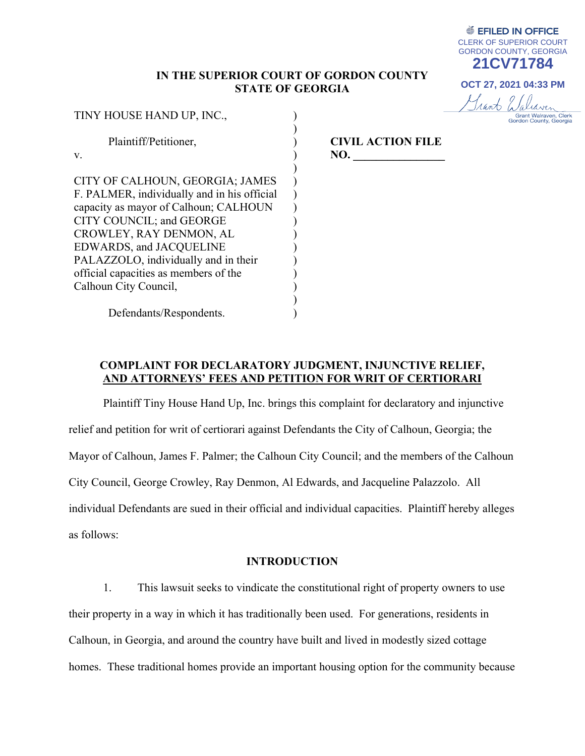EFILED IN OFFICE
CLERK OF SUPERIOR COURT
GORDON COUNTY, GEORGIA
**21CV71784**
OCT 27, 2021 04:33 PM
Grant Walraven, Clerk
Gordon County, Georgia

**IN THE SUPERIOR COURT OF GORDON COUNTY**
**STATE OF GEORGIA**

| | |
|---|---|
| TINY HOUSE HAND UP, INC.,<br><br>Plaintiff/Petitioner,<br><br>v.<br><br>CITY OF CALHOUN, GEORGIA; JAMES F. PALMER, individually and in his official capacity as mayor of Calhoun; CALHOUN CITY COUNCIL; and GEORGE CROWLEY, RAY DENMON, AL EDWARDS, and JACQUELINE PALAZZOLO, individually and in their official capacities as members of the Calhoun City Council,<br><br>Defendants/Respondents. | **CIVIL ACTION FILE NO. ________________** |

## COMPLAINT FOR DECLARATORY JUDGMENT, INJUNCTIVE RELIEF, AND ATTORNEYS' FEES AND PETITION FOR WRIT OF CERTIORARI

Plaintiff Tiny House Hand Up, Inc. brings this complaint for declaratory and injunctive relief and petition for writ of certiorari against Defendants the City of Calhoun, Georgia; the Mayor of Calhoun, James F. Palmer; the Calhoun City Council; and the members of the Calhoun City Council, George Crowley, Ray Denmon, Al Edwards, and Jacqueline Palazzolo. All individual Defendants are sued in their official and individual capacities. Plaintiff hereby alleges as follows:

### INTRODUCTION

1. This lawsuit seeks to vindicate the constitutional right of property owners to use their property in a way in which it has traditionally been used. For generations, residents in Calhoun, in Georgia, and around the country have built and lived in modestly sized cottage homes. These traditional homes provide an important housing option for the community because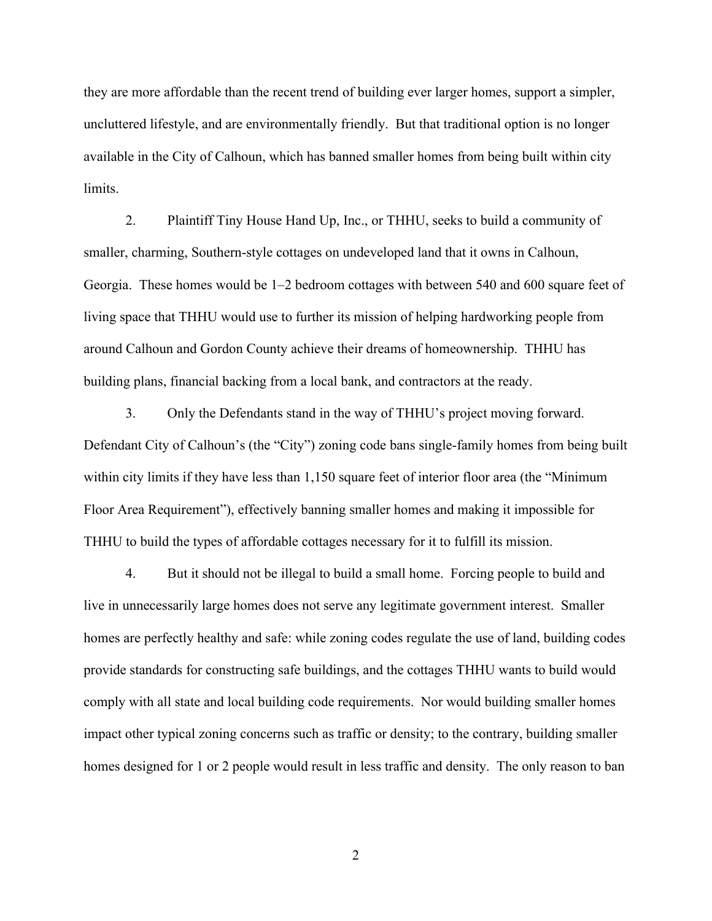they are more affordable than the recent trend of building ever larger homes, support a simpler, uncluttered lifestyle, and are environmentally friendly. But that traditional option is no longer available in the City of Calhoun, which has banned smaller homes from being built within city limits.

2. Plaintiff Tiny House Hand Up, Inc., or THHU, seeks to build a community of smaller, charming, Southern-style cottages on undeveloped land that it owns in Calhoun, Georgia. These homes would be 1–2 bedroom cottages with between 540 and 600 square feet of living space that THHU would use to further its mission of helping hardworking people from around Calhoun and Gordon County achieve their dreams of homeownership. THHU has building plans, financial backing from a local bank, and contractors at the ready.

3. Only the Defendants stand in the way of THHU's project moving forward. Defendant City of Calhoun's (the "City") zoning code bans single-family homes from being built within city limits if they have less than 1,150 square feet of interior floor area (the "Minimum Floor Area Requirement"), effectively banning smaller homes and making it impossible for THHU to build the types of affordable cottages necessary for it to fulfill its mission.

4. But it should not be illegal to build a small home. Forcing people to build and live in unnecessarily large homes does not serve any legitimate government interest. Smaller homes are perfectly healthy and safe: while zoning codes regulate the use of land, building codes provide standards for constructing safe buildings, and the cottages THHU wants to build would comply with all state and local building code requirements. Nor would building smaller homes impact other typical zoning concerns such as traffic or density; to the contrary, building smaller homes designed for 1 or 2 people would result in less traffic and density. The only reason to ban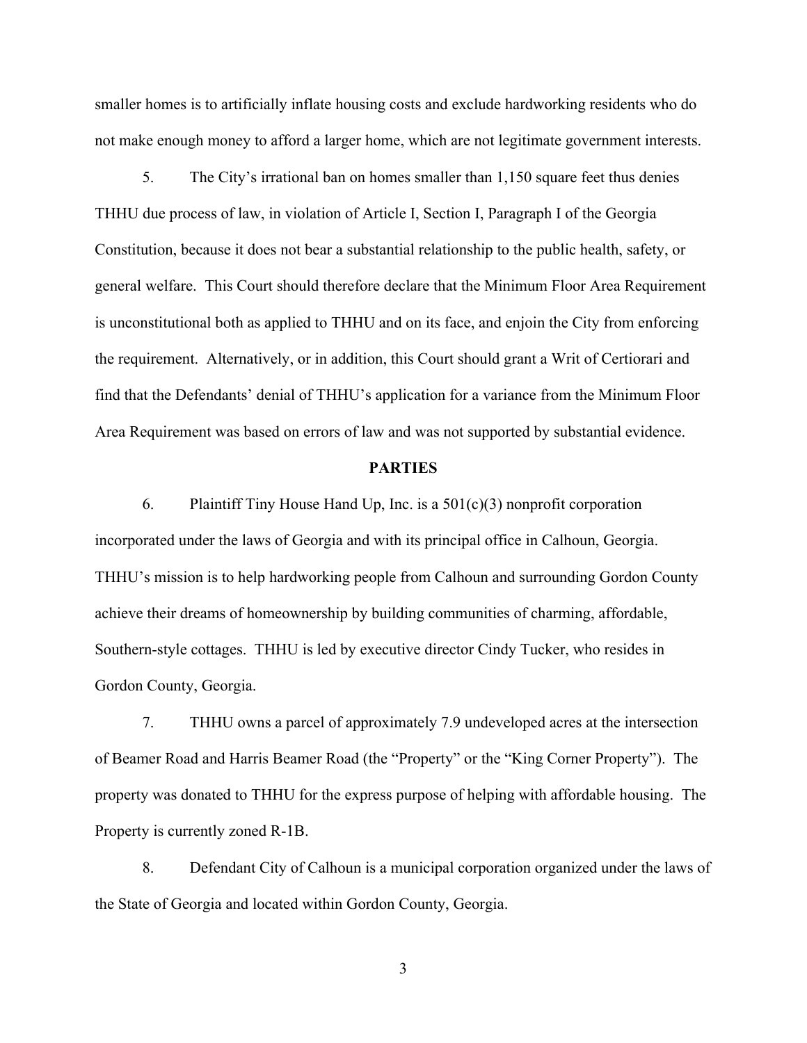smaller homes is to artificially inflate housing costs and exclude hardworking residents who do not make enough money to afford a larger home, which are not legitimate government interests.

5. The City's irrational ban on homes smaller than 1,150 square feet thus denies THHU due process of law, in violation of Article I, Section I, Paragraph I of the Georgia Constitution, because it does not bear a substantial relationship to the public health, safety, or general welfare. This Court should therefore declare that the Minimum Floor Area Requirement is unconstitutional both as applied to THHU and on its face, and enjoin the City from enforcing the requirement. Alternatively, or in addition, this Court should grant a Writ of Certiorari and find that the Defendants' denial of THHU's application for a variance from the Minimum Floor Area Requirement was based on errors of law and was not supported by substantial evidence.

## PARTIES

6. Plaintiff Tiny House Hand Up, Inc. is a 501(c)(3) nonprofit corporation incorporated under the laws of Georgia and with its principal office in Calhoun, Georgia. THHU's mission is to help hardworking people from Calhoun and surrounding Gordon County achieve their dreams of homeownership by building communities of charming, affordable, Southern-style cottages. THHU is led by executive director Cindy Tucker, who resides in Gordon County, Georgia.

7. THHU owns a parcel of approximately 7.9 undeveloped acres at the intersection of Beamer Road and Harris Beamer Road (the "Property" or the "King Corner Property"). The property was donated to THHU for the express purpose of helping with affordable housing. The Property is currently zoned R-1B.

8. Defendant City of Calhoun is a municipal corporation organized under the laws of the State of Georgia and located within Gordon County, Georgia.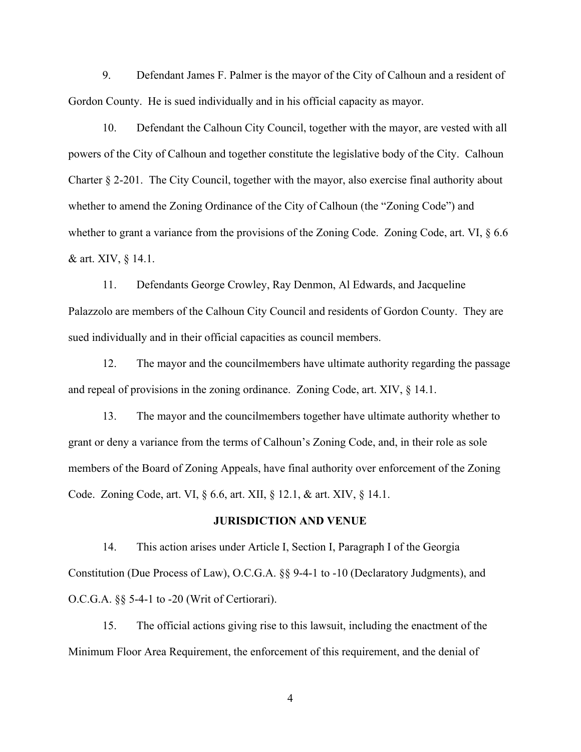9. Defendant James F. Palmer is the mayor of the City of Calhoun and a resident of Gordon County. He is sued individually and in his official capacity as mayor.

10. Defendant the Calhoun City Council, together with the mayor, are vested with all powers of the City of Calhoun and together constitute the legislative body of the City. Calhoun Charter § 2-201. The City Council, together with the mayor, also exercise final authority about whether to amend the Zoning Ordinance of the City of Calhoun (the "Zoning Code") and whether to grant a variance from the provisions of the Zoning Code. Zoning Code, art. VI, § 6.6 & art. XIV, § 14.1.

11. Defendants George Crowley, Ray Denmon, Al Edwards, and Jacqueline Palazzolo are members of the Calhoun City Council and residents of Gordon County. They are sued individually and in their official capacities as council members.

12. The mayor and the councilmembers have ultimate authority regarding the passage and repeal of provisions in the zoning ordinance. Zoning Code, art. XIV, § 14.1.

13. The mayor and the councilmembers together have ultimate authority whether to grant or deny a variance from the terms of Calhoun's Zoning Code, and, in their role as sole members of the Board of Zoning Appeals, have final authority over enforcement of the Zoning Code. Zoning Code, art. VI, § 6.6, art. XII, § 12.1, & art. XIV, § 14.1.

## JURISDICTION AND VENUE

14. This action arises under Article I, Section I, Paragraph I of the Georgia Constitution (Due Process of Law), O.C.G.A. §§ 9-4-1 to -10 (Declaratory Judgments), and O.C.G.A. §§ 5-4-1 to -20 (Writ of Certiorari).

15. The official actions giving rise to this lawsuit, including the enactment of the Minimum Floor Area Requirement, the enforcement of this requirement, and the denial of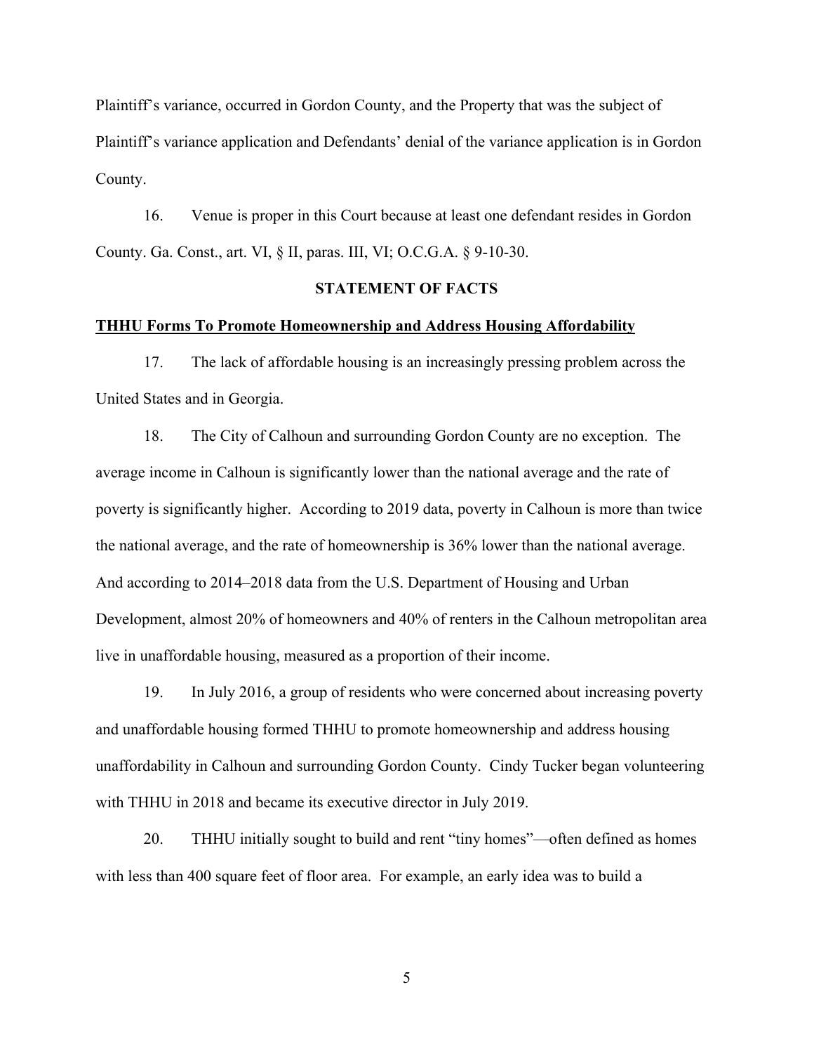Plaintiff's variance, occurred in Gordon County, and the Property that was the subject of Plaintiff's variance application and Defendants' denial of the variance application is in Gordon County.

16. Venue is proper in this Court because at least one defendant resides in Gordon County. Ga. Const., art. VI, § II, paras. III, VI; O.C.G.A. § 9-10-30.

## STATEMENT OF FACTS

**THHU Forms To Promote Homeownership and Address Housing Affordability**

17. The lack of affordable housing is an increasingly pressing problem across the United States and in Georgia.

18. The City of Calhoun and surrounding Gordon County are no exception. The average income in Calhoun is significantly lower than the national average and the rate of poverty is significantly higher. According to 2019 data, poverty in Calhoun is more than twice the national average, and the rate of homeownership is 36% lower than the national average. And according to 2014–2018 data from the U.S. Department of Housing and Urban Development, almost 20% of homeowners and 40% of renters in the Calhoun metropolitan area live in unaffordable housing, measured as a proportion of their income.

19. In July 2016, a group of residents who were concerned about increasing poverty and unaffordable housing formed THHU to promote homeownership and address housing unaffordability in Calhoun and surrounding Gordon County. Cindy Tucker began volunteering with THHU in 2018 and became its executive director in July 2019.

20. THHU initially sought to build and rent "tiny homes"—often defined as homes with less than 400 square feet of floor area. For example, an early idea was to build a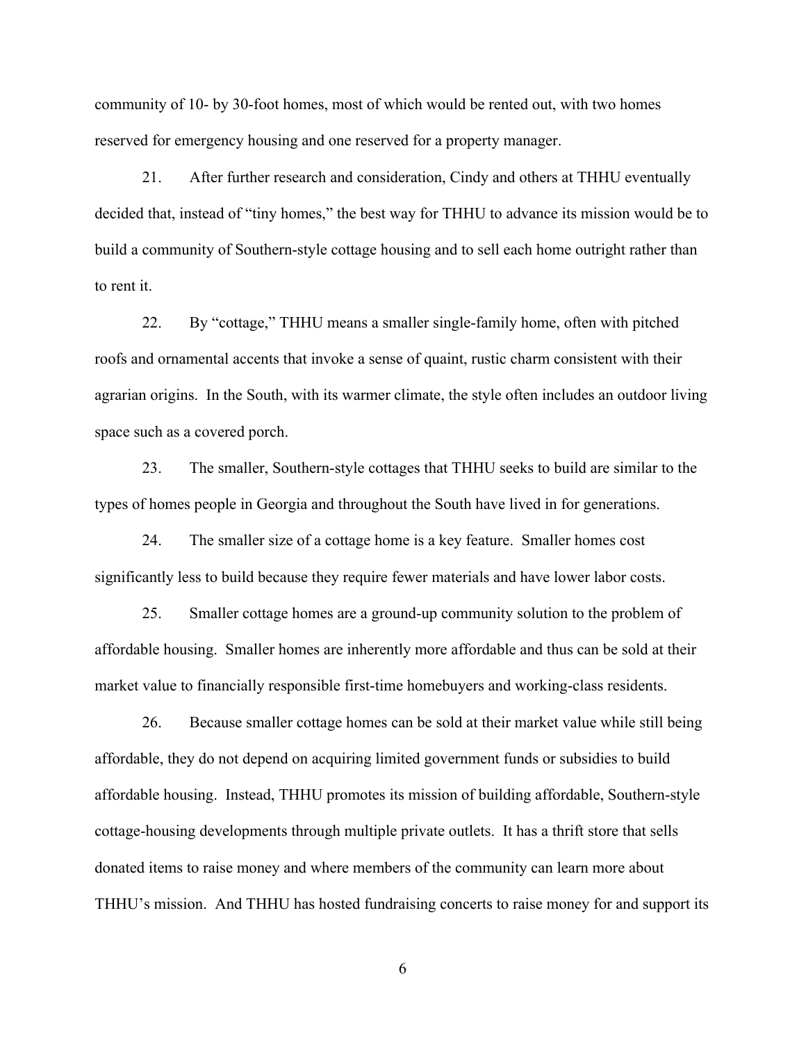community of 10- by 30-foot homes, most of which would be rented out, with two homes reserved for emergency housing and one reserved for a property manager.

21. After further research and consideration, Cindy and others at THHU eventually decided that, instead of "tiny homes," the best way for THHU to advance its mission would be to build a community of Southern-style cottage housing and to sell each home outright rather than to rent it.

22. By "cottage," THHU means a smaller single-family home, often with pitched roofs and ornamental accents that invoke a sense of quaint, rustic charm consistent with their agrarian origins. In the South, with its warmer climate, the style often includes an outdoor living space such as a covered porch.

23. The smaller, Southern-style cottages that THHU seeks to build are similar to the types of homes people in Georgia and throughout the South have lived in for generations.

24. The smaller size of a cottage home is a key feature. Smaller homes cost significantly less to build because they require fewer materials and have lower labor costs.

25. Smaller cottage homes are a ground-up community solution to the problem of affordable housing. Smaller homes are inherently more affordable and thus can be sold at their market value to financially responsible first-time homebuyers and working-class residents.

26. Because smaller cottage homes can be sold at their market value while still being affordable, they do not depend on acquiring limited government funds or subsidies to build affordable housing. Instead, THHU promotes its mission of building affordable, Southern-style cottage-housing developments through multiple private outlets. It has a thrift store that sells donated items to raise money and where members of the community can learn more about THHU's mission. And THHU has hosted fundraising concerts to raise money for and support its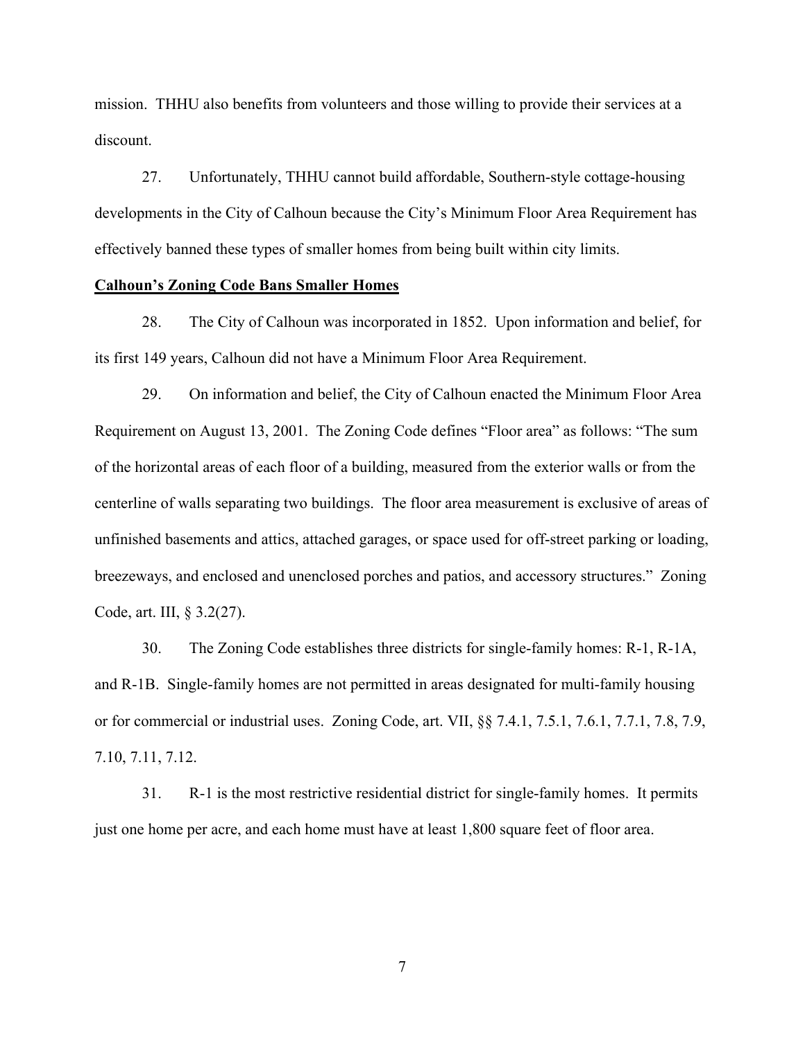mission. THHU also benefits from volunteers and those willing to provide their services at a discount.

27. Unfortunately, THHU cannot build affordable, Southern-style cottage-housing developments in the City of Calhoun because the City's Minimum Floor Area Requirement has effectively banned these types of smaller homes from being built within city limits.

**Calhoun's Zoning Code Bans Smaller Homes**

28. The City of Calhoun was incorporated in 1852. Upon information and belief, for its first 149 years, Calhoun did not have a Minimum Floor Area Requirement.

29. On information and belief, the City of Calhoun enacted the Minimum Floor Area Requirement on August 13, 2001. The Zoning Code defines "Floor area" as follows: "The sum of the horizontal areas of each floor of a building, measured from the exterior walls or from the centerline of walls separating two buildings. The floor area measurement is exclusive of areas of unfinished basements and attics, attached garages, or space used for off-street parking or loading, breezeways, and enclosed and unenclosed porches and patios, and accessory structures." Zoning Code, art. III, § 3.2(27).

30. The Zoning Code establishes three districts for single-family homes: R-1, R-1A, and R-1B. Single-family homes are not permitted in areas designated for multi-family housing or for commercial or industrial uses. Zoning Code, art. VII, §§ 7.4.1, 7.5.1, 7.6.1, 7.7.1, 7.8, 7.9, 7.10, 7.11, 7.12.

31. R-1 is the most restrictive residential district for single-family homes. It permits just one home per acre, and each home must have at least 1,800 square feet of floor area.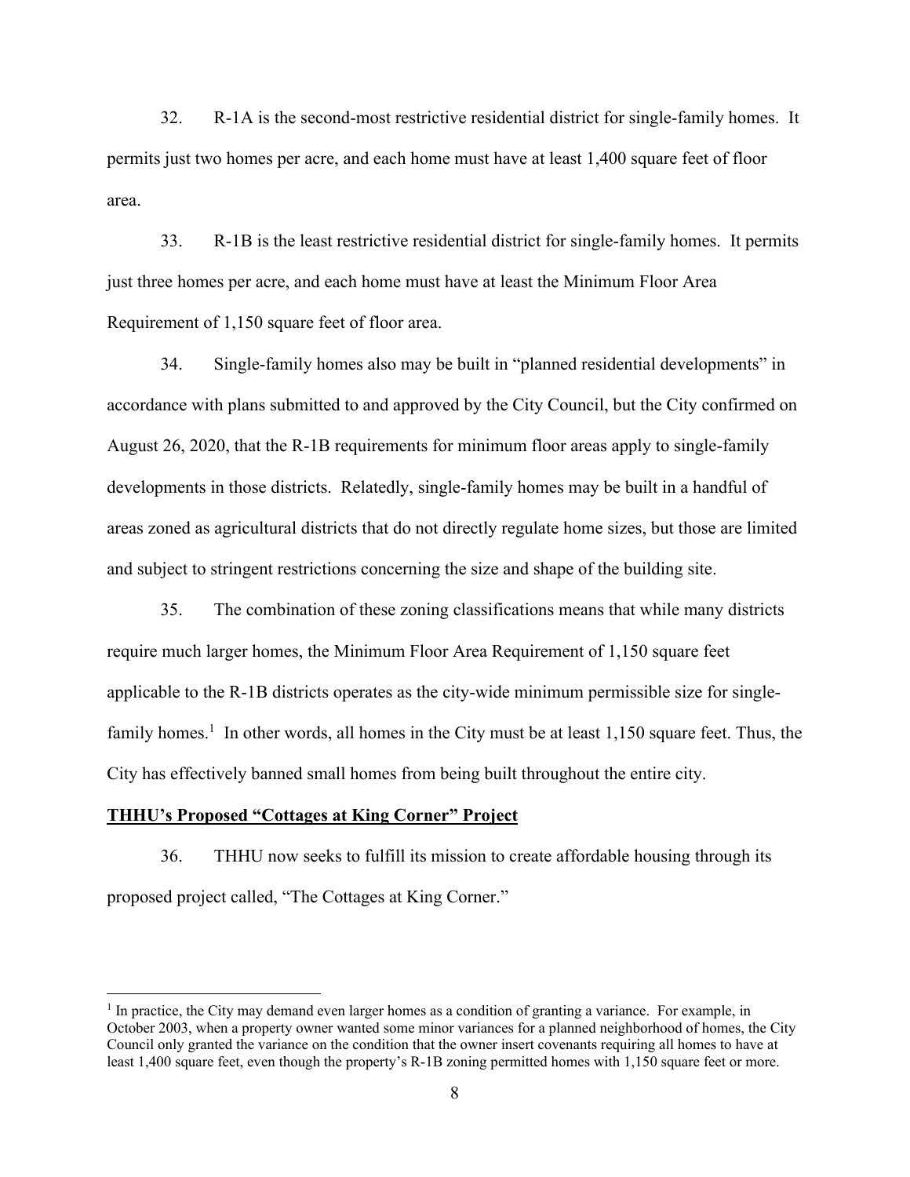32. R-1A is the second-most restrictive residential district for single-family homes. It permits just two homes per acre, and each home must have at least 1,400 square feet of floor area.

33. R-1B is the least restrictive residential district for single-family homes. It permits just three homes per acre, and each home must have at least the Minimum Floor Area Requirement of 1,150 square feet of floor area.

34. Single-family homes also may be built in "planned residential developments" in accordance with plans submitted to and approved by the City Council, but the City confirmed on August 26, 2020, that the R-1B requirements for minimum floor areas apply to single-family developments in those districts. Relatedly, single-family homes may be built in a handful of areas zoned as agricultural districts that do not directly regulate home sizes, but those are limited and subject to stringent restrictions concerning the size and shape of the building site.

35. The combination of these zoning classifications means that while many districts require much larger homes, the Minimum Floor Area Requirement of 1,150 square feet applicable to the R-1B districts operates as the city-wide minimum permissible size for single-family homes.[1] In other words, all homes in the City must be at least 1,150 square feet. Thus, the City has effectively banned small homes from being built throughout the entire city.

**THHU's Proposed "Cottages at King Corner" Project**

36. THHU now seeks to fulfill its mission to create affordable housing through its proposed project called, "The Cottages at King Corner."

---

[1] In practice, the City may demand even larger homes as a condition of granting a variance. For example, in October 2003, when a property owner wanted some minor variances for a planned neighborhood of homes, the City Council only granted the variance on the condition that the owner insert covenants requiring all homes to have at least 1,400 square feet, even though the property's R-1B zoning permitted homes with 1,150 square feet or more.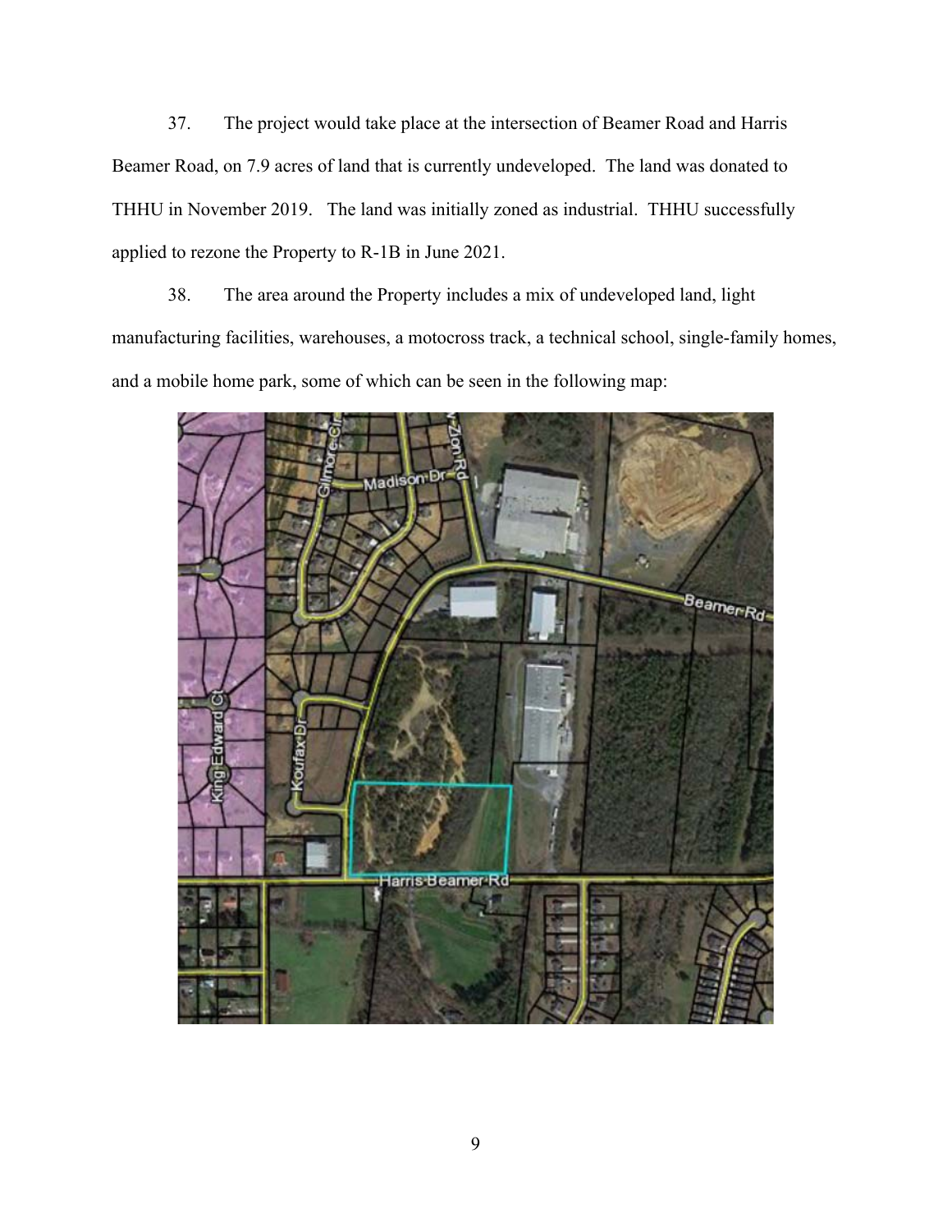37. The project would take place at the intersection of Beamer Road and Harris Beamer Road, on 7.9 acres of land that is currently undeveloped. The land was donated to THHU in November 2019. The land was initially zoned as industrial. THHU successfully applied to rezone the Property to R-1B in June 2021.

38. The area around the Property includes a mix of undeveloped land, light manufacturing facilities, warehouses, a motocross track, a technical school, single-family homes, and a mobile home park, some of which can be seen in the following map: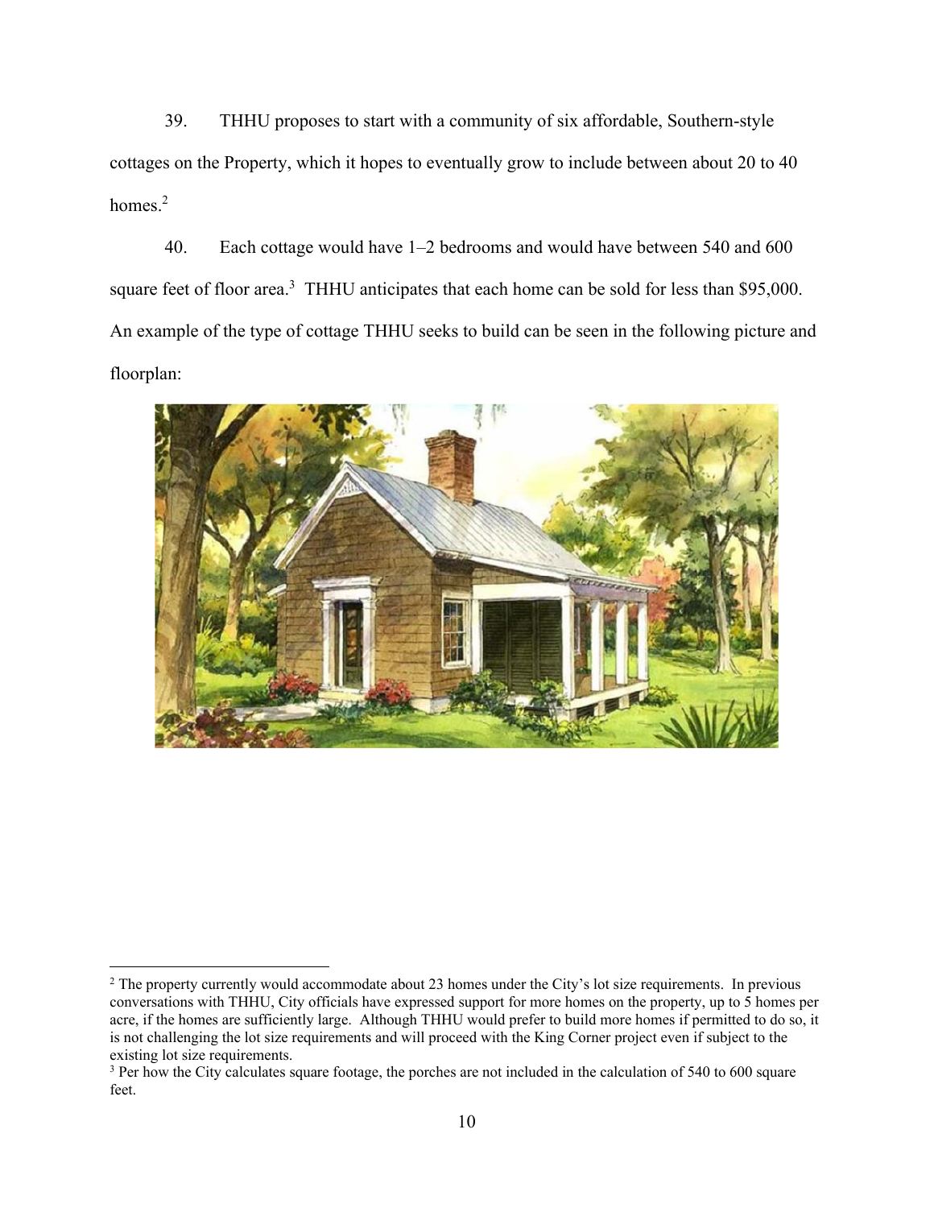39. THHU proposes to start with a community of six affordable, Southern-style cottages on the Property, which it hopes to eventually grow to include between about 20 to 40 homes.[2]

40. Each cottage would have 1–2 bedrooms and would have between 540 and 600 square feet of floor area.[3] THHU anticipates that each home can be sold for less than $95,000. An example of the type of cottage THHU seeks to build can be seen in the following picture and floorplan:

---

[2] The property currently would accommodate about 23 homes under the City's lot size requirements. In previous conversations with THHU, City officials have expressed support for more homes on the property, up to 5 homes per acre, if the homes are sufficiently large. Although THHU would prefer to build more homes if permitted to do so, it is not challenging the lot size requirements and will proceed with the King Corner project even if subject to the existing lot size requirements.

[3] Per how the City calculates square footage, the porches are not included in the calculation of 540 to 600 square feet.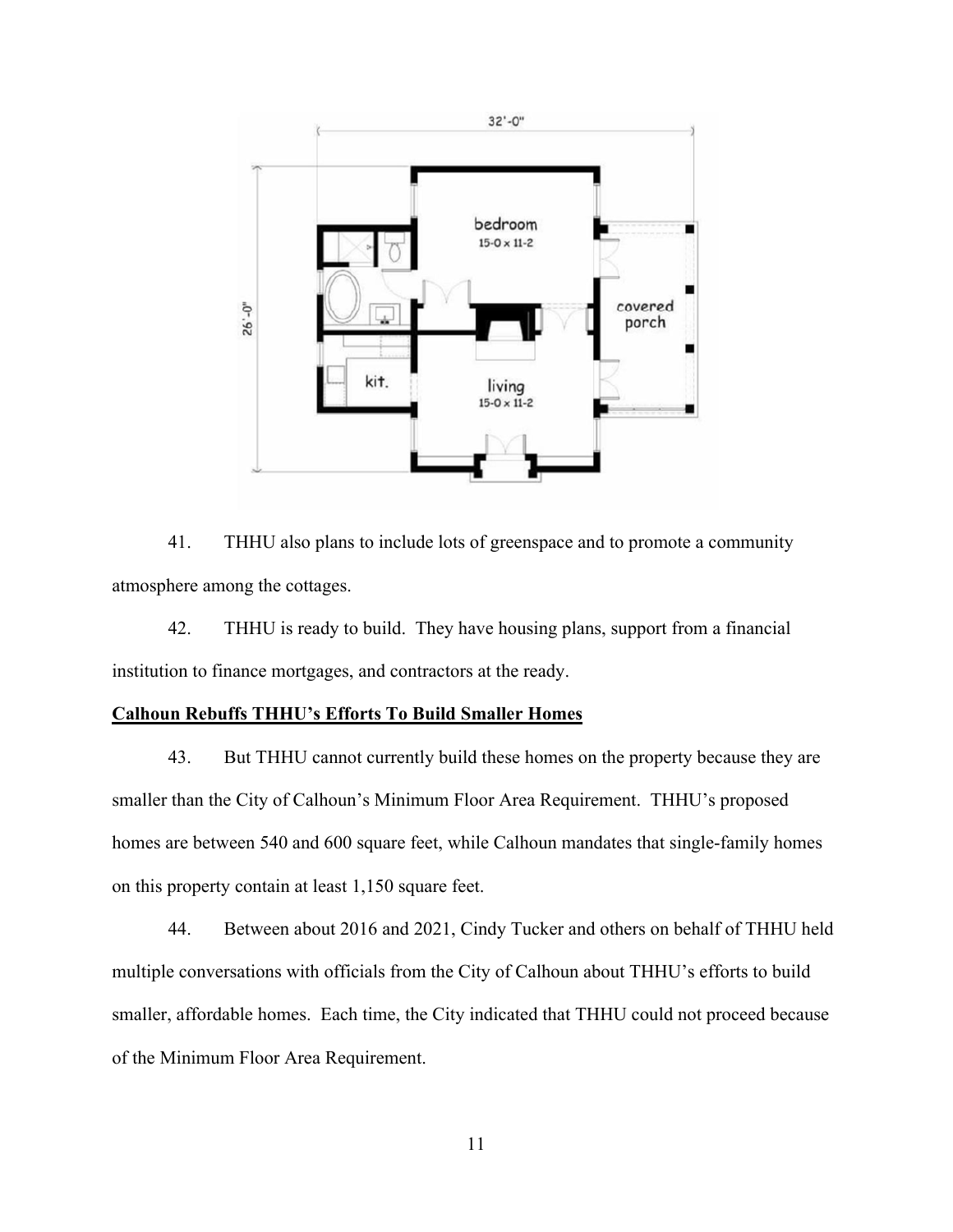41. THHU also plans to include lots of greenspace and to promote a community atmosphere among the cottages.

42. THHU is ready to build. They have housing plans, support from a financial institution to finance mortgages, and contractors at the ready.

**<u>Calhoun Rebuffs THHU's Efforts To Build Smaller Homes</u>**

43. But THHU cannot currently build these homes on the property because they are smaller than the City of Calhoun's Minimum Floor Area Requirement. THHU's proposed homes are between 540 and 600 square feet, while Calhoun mandates that single-family homes on this property contain at least 1,150 square feet.

44. Between about 2016 and 2021, Cindy Tucker and others on behalf of THHU held multiple conversations with officials from the City of Calhoun about THHU's efforts to build smaller, affordable homes. Each time, the City indicated that THHU could not proceed because of the Minimum Floor Area Requirement.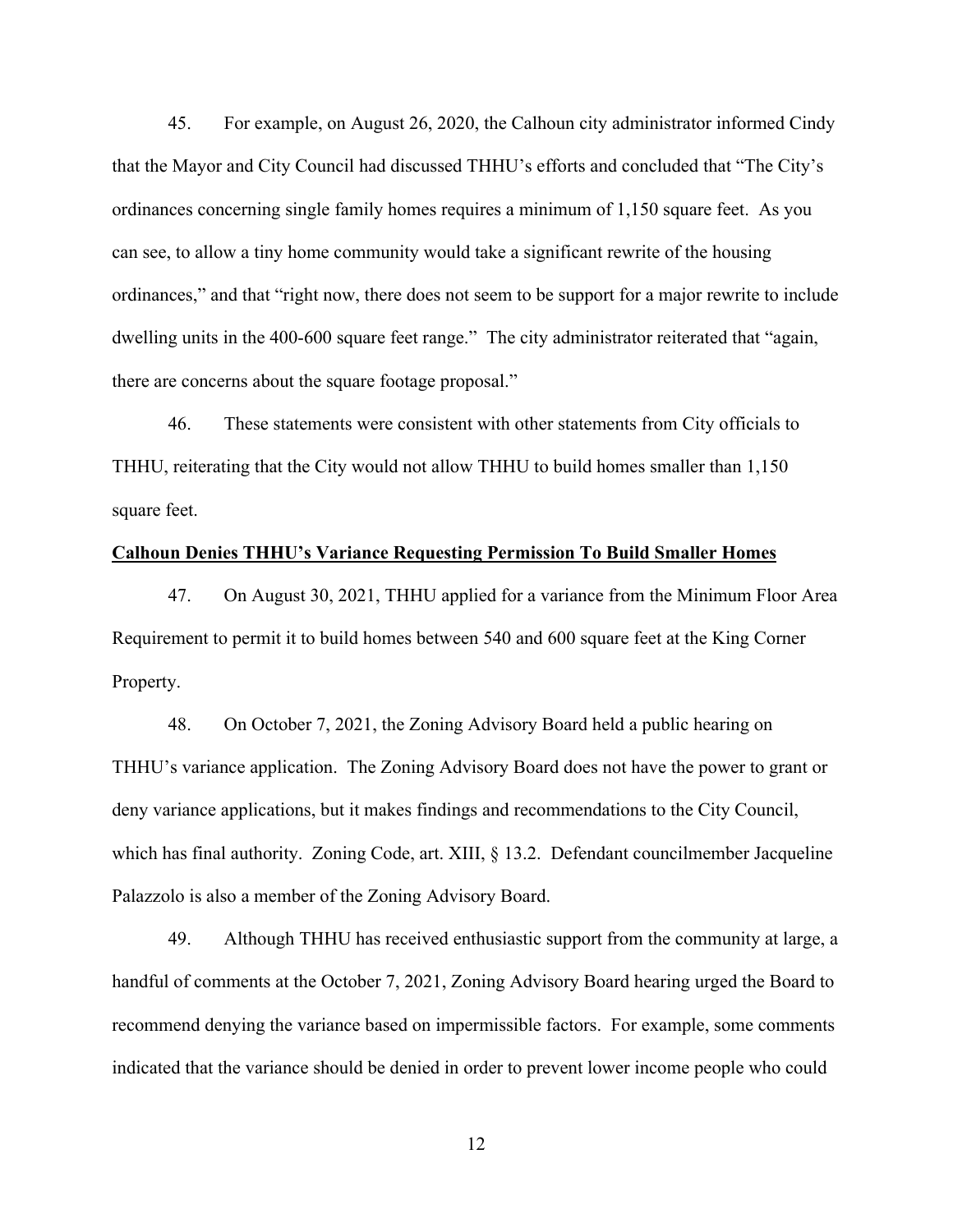45. For example, on August 26, 2020, the Calhoun city administrator informed Cindy that the Mayor and City Council had discussed THHU's efforts and concluded that "The City's ordinances concerning single family homes requires a minimum of 1,150 square feet. As you can see, to allow a tiny home community would take a significant rewrite of the housing ordinances," and that "right now, there does not seem to be support for a major rewrite to include dwelling units in the 400-600 square feet range." The city administrator reiterated that "again, there are concerns about the square footage proposal."

46. These statements were consistent with other statements from City officials to THHU, reiterating that the City would not allow THHU to build homes smaller than 1,150 square feet.

**Calhoun Denies THHU's Variance Requesting Permission To Build Smaller Homes**

47. On August 30, 2021, THHU applied for a variance from the Minimum Floor Area Requirement to permit it to build homes between 540 and 600 square feet at the King Corner Property.

48. On October 7, 2021, the Zoning Advisory Board held a public hearing on THHU's variance application. The Zoning Advisory Board does not have the power to grant or deny variance applications, but it makes findings and recommendations to the City Council, which has final authority. Zoning Code, art. XIII, § 13.2. Defendant councilmember Jacqueline Palazzolo is also a member of the Zoning Advisory Board.

49. Although THHU has received enthusiastic support from the community at large, a handful of comments at the October 7, 2021, Zoning Advisory Board hearing urged the Board to recommend denying the variance based on impermissible factors. For example, some comments indicated that the variance should be denied in order to prevent lower income people who could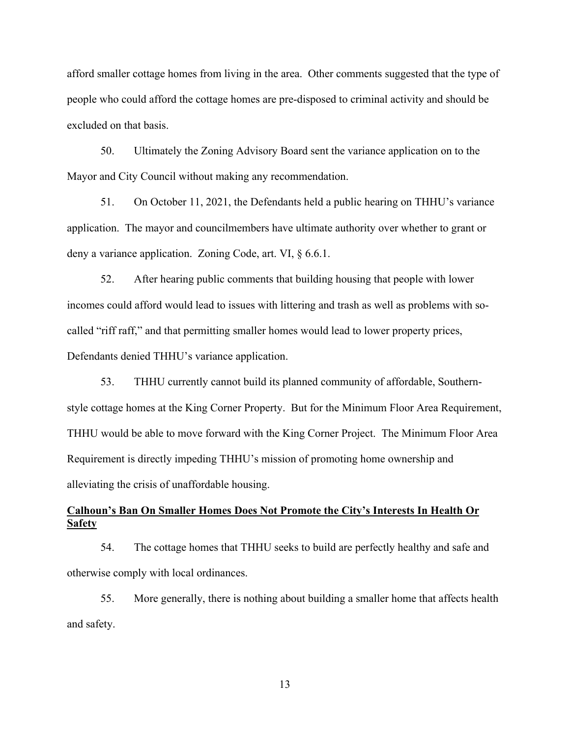afford smaller cottage homes from living in the area. Other comments suggested that the type of people who could afford the cottage homes are pre-disposed to criminal activity and should be excluded on that basis.

50. Ultimately the Zoning Advisory Board sent the variance application on to the Mayor and City Council without making any recommendation.

51. On October 11, 2021, the Defendants held a public hearing on THHU's variance application. The mayor and councilmembers have ultimate authority over whether to grant or deny a variance application. Zoning Code, art. VI, § 6.6.1.

52. After hearing public comments that building housing that people with lower incomes could afford would lead to issues with littering and trash as well as problems with so-called "riff raff," and that permitting smaller homes would lead to lower property prices, Defendants denied THHU's variance application.

53. THHU currently cannot build its planned community of affordable, Southern-style cottage homes at the King Corner Property. But for the Minimum Floor Area Requirement, THHU would be able to move forward with the King Corner Project. The Minimum Floor Area Requirement is directly impeding THHU's mission of promoting home ownership and alleviating the crisis of unaffordable housing.

**<u>Calhoun's Ban On Smaller Homes Does Not Promote the City's Interests In Health Or Safety</u>**

54. The cottage homes that THHU seeks to build are perfectly healthy and safe and otherwise comply with local ordinances.

55. More generally, there is nothing about building a smaller home that affects health and safety.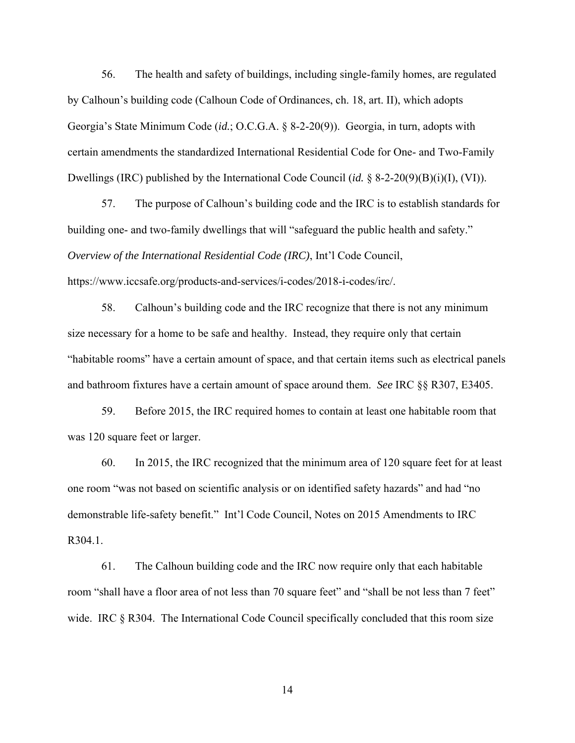56. The health and safety of buildings, including single-family homes, are regulated by Calhoun's building code (Calhoun Code of Ordinances, ch. 18, art. II), which adopts Georgia's State Minimum Code (*id.*; O.C.G.A. § 8-2-20(9)). Georgia, in turn, adopts with certain amendments the standardized International Residential Code for One- and Two-Family Dwellings (IRC) published by the International Code Council (*id.* § 8-2-20(9)(B)(i)(I), (VI)).

57. The purpose of Calhoun's building code and the IRC is to establish standards for building one- and two-family dwellings that will "safeguard the public health and safety." *Overview of the International Residential Code (IRC)*, Int'l Code Council, https://www.iccsafe.org/products-and-services/i-codes/2018-i-codes/irc/.

58. Calhoun's building code and the IRC recognize that there is not any minimum size necessary for a home to be safe and healthy. Instead, they require only that certain "habitable rooms" have a certain amount of space, and that certain items such as electrical panels and bathroom fixtures have a certain amount of space around them. *See* IRC §§ R307, E3405.

59. Before 2015, the IRC required homes to contain at least one habitable room that was 120 square feet or larger.

60. In 2015, the IRC recognized that the minimum area of 120 square feet for at least one room "was not based on scientific analysis or on identified safety hazards" and had "no demonstrable life-safety benefit." Int'l Code Council, Notes on 2015 Amendments to IRC R304.1.

61. The Calhoun building code and the IRC now require only that each habitable room "shall have a floor area of not less than 70 square feet" and "shall be not less than 7 feet" wide. IRC § R304. The International Code Council specifically concluded that this room size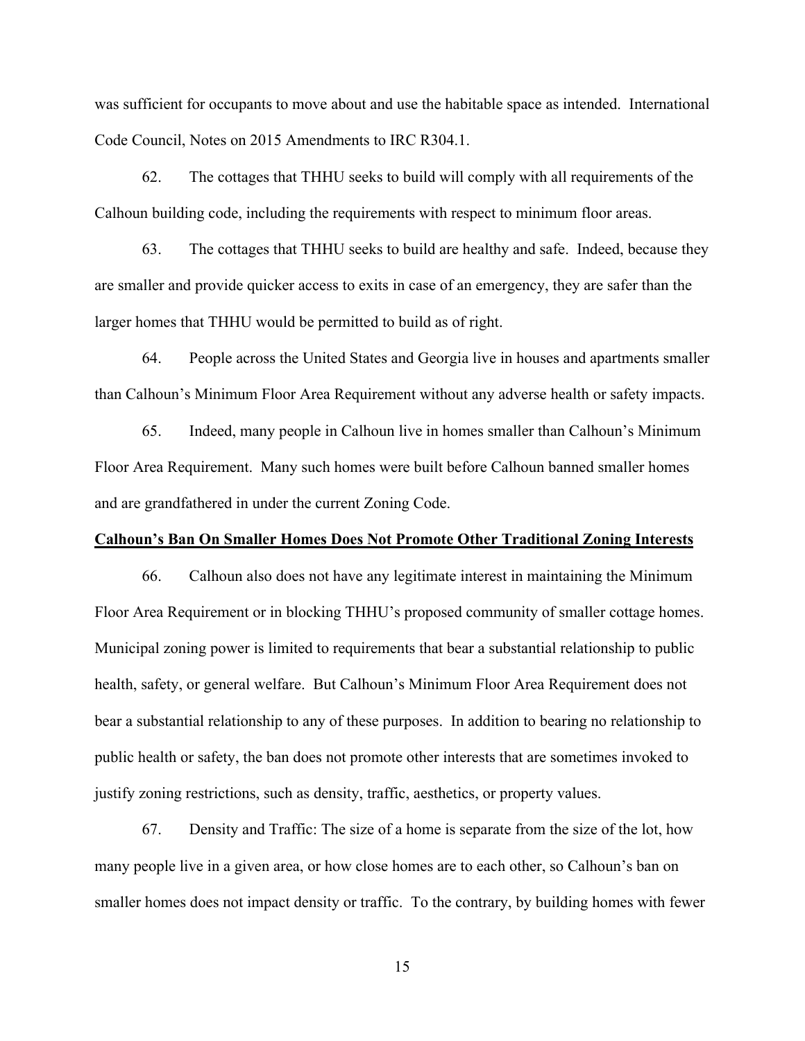was sufficient for occupants to move about and use the habitable space as intended. International Code Council, Notes on 2015 Amendments to IRC R304.1.

62. The cottages that THHU seeks to build will comply with all requirements of the Calhoun building code, including the requirements with respect to minimum floor areas.

63. The cottages that THHU seeks to build are healthy and safe. Indeed, because they are smaller and provide quicker access to exits in case of an emergency, they are safer than the larger homes that THHU would be permitted to build as of right.

64. People across the United States and Georgia live in houses and apartments smaller than Calhoun's Minimum Floor Area Requirement without any adverse health or safety impacts.

65. Indeed, many people in Calhoun live in homes smaller than Calhoun's Minimum Floor Area Requirement. Many such homes were built before Calhoun banned smaller homes and are grandfathered in under the current Zoning Code.

**<u>Calhoun's Ban On Smaller Homes Does Not Promote Other Traditional Zoning Interests</u>**

66. Calhoun also does not have any legitimate interest in maintaining the Minimum Floor Area Requirement or in blocking THHU's proposed community of smaller cottage homes. Municipal zoning power is limited to requirements that bear a substantial relationship to public health, safety, or general welfare. But Calhoun's Minimum Floor Area Requirement does not bear a substantial relationship to any of these purposes. In addition to bearing no relationship to public health or safety, the ban does not promote other interests that are sometimes invoked to justify zoning restrictions, such as density, traffic, aesthetics, or property values.

67. Density and Traffic: The size of a home is separate from the size of the lot, how many people live in a given area, or how close homes are to each other, so Calhoun's ban on smaller homes does not impact density or traffic. To the contrary, by building homes with fewer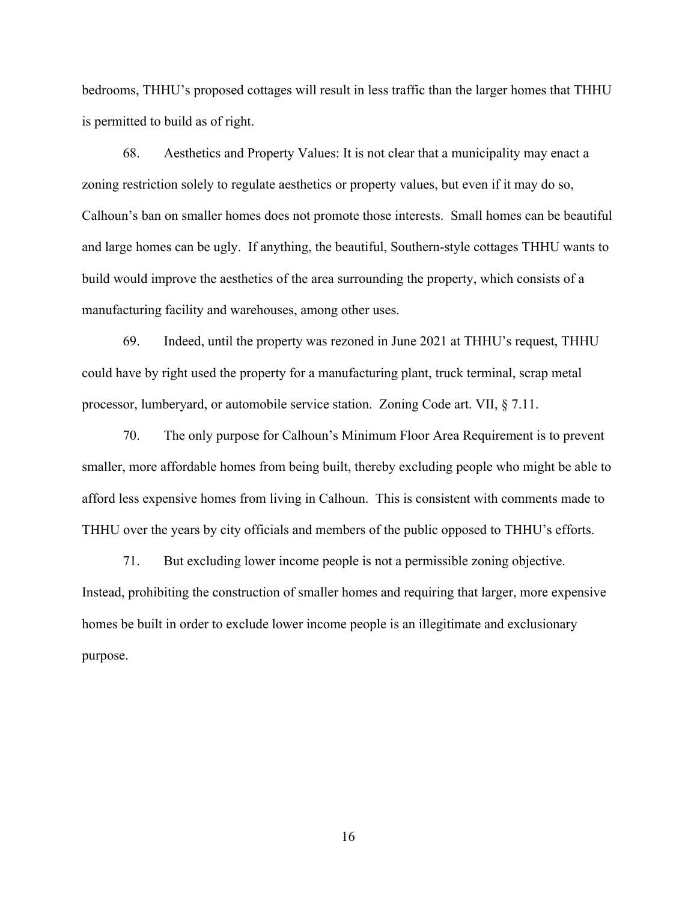bedrooms, THHU's proposed cottages will result in less traffic than the larger homes that THHU is permitted to build as of right.

68. Aesthetics and Property Values: It is not clear that a municipality may enact a zoning restriction solely to regulate aesthetics or property values, but even if it may do so, Calhoun's ban on smaller homes does not promote those interests. Small homes can be beautiful and large homes can be ugly. If anything, the beautiful, Southern-style cottages THHU wants to build would improve the aesthetics of the area surrounding the property, which consists of a manufacturing facility and warehouses, among other uses.

69. Indeed, until the property was rezoned in June 2021 at THHU's request, THHU could have by right used the property for a manufacturing plant, truck terminal, scrap metal processor, lumberyard, or automobile service station. Zoning Code art. VII, § 7.11.

70. The only purpose for Calhoun's Minimum Floor Area Requirement is to prevent smaller, more affordable homes from being built, thereby excluding people who might be able to afford less expensive homes from living in Calhoun. This is consistent with comments made to THHU over the years by city officials and members of the public opposed to THHU's efforts.

71. But excluding lower income people is not a permissible zoning objective. Instead, prohibiting the construction of smaller homes and requiring that larger, more expensive homes be built in order to exclude lower income people is an illegitimate and exclusionary purpose.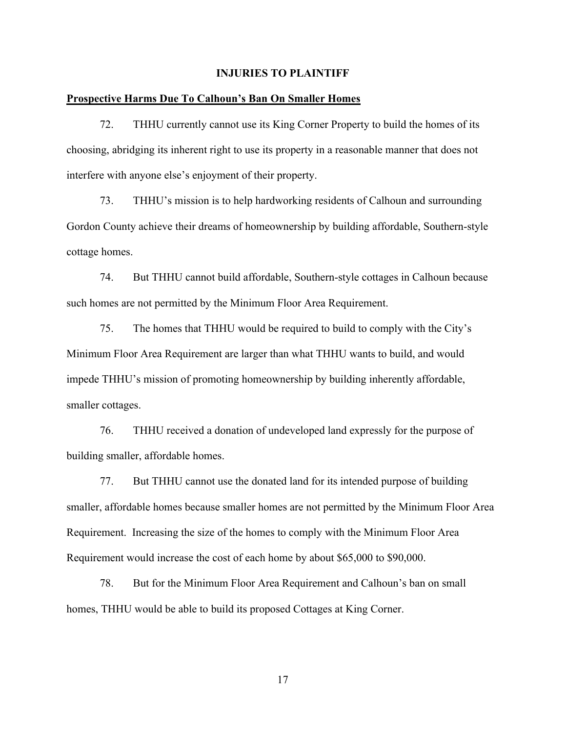## INJURIES TO PLAINTIFF

### Prospective Harms Due To Calhoun's Ban On Smaller Homes

72. THHU currently cannot use its King Corner Property to build the homes of its choosing, abridging its inherent right to use its property in a reasonable manner that does not interfere with anyone else's enjoyment of their property.

73. THHU's mission is to help hardworking residents of Calhoun and surrounding Gordon County achieve their dreams of homeownership by building affordable, Southern-style cottage homes.

74. But THHU cannot build affordable, Southern-style cottages in Calhoun because such homes are not permitted by the Minimum Floor Area Requirement.

75. The homes that THHU would be required to build to comply with the City's Minimum Floor Area Requirement are larger than what THHU wants to build, and would impede THHU's mission of promoting homeownership by building inherently affordable, smaller cottages.

76. THHU received a donation of undeveloped land expressly for the purpose of building smaller, affordable homes.

77. But THHU cannot use the donated land for its intended purpose of building smaller, affordable homes because smaller homes are not permitted by the Minimum Floor Area Requirement. Increasing the size of the homes to comply with the Minimum Floor Area Requirement would increase the cost of each home by about $65,000 to $90,000.

78. But for the Minimum Floor Area Requirement and Calhoun's ban on small homes, THHU would be able to build its proposed Cottages at King Corner.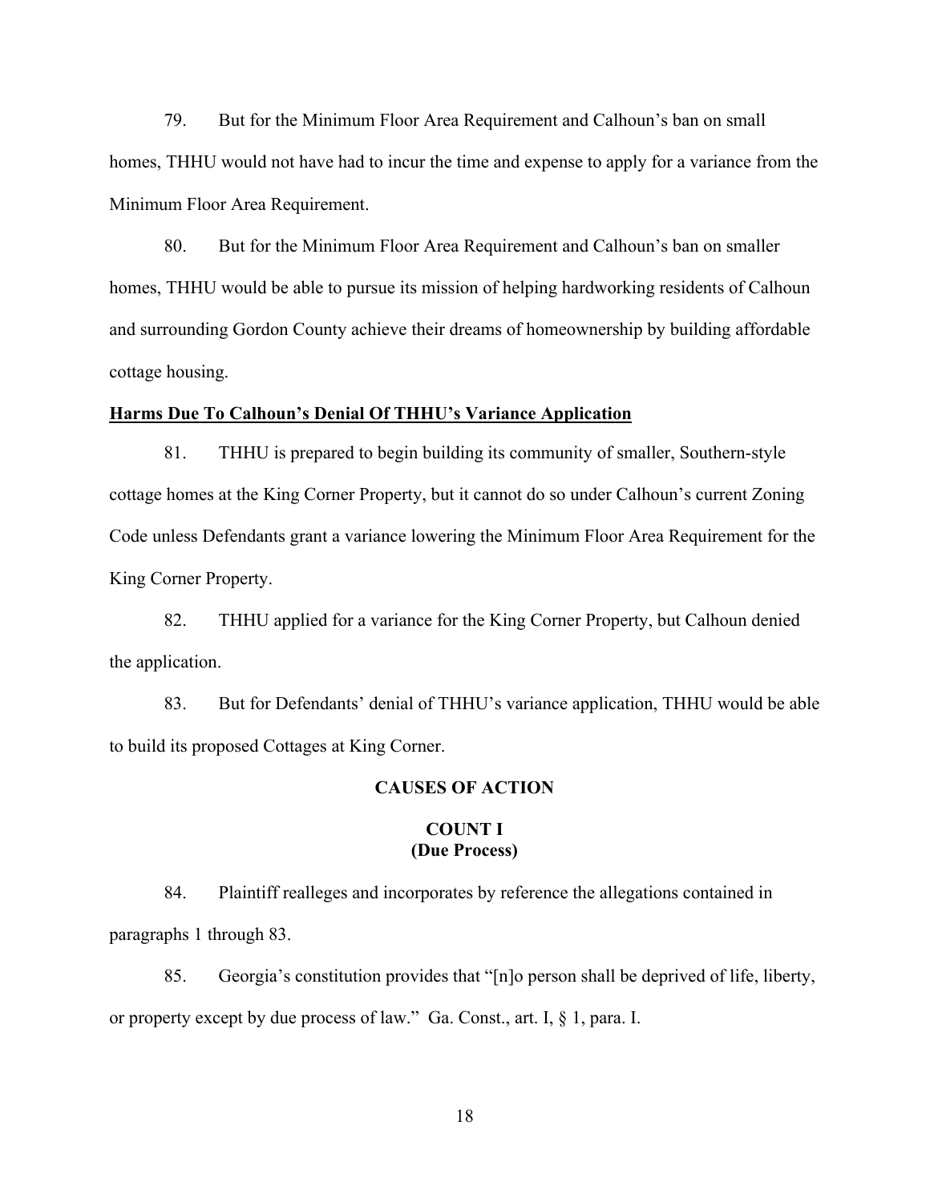79. But for the Minimum Floor Area Requirement and Calhoun's ban on small homes, THHU would not have had to incur the time and expense to apply for a variance from the Minimum Floor Area Requirement.

80. But for the Minimum Floor Area Requirement and Calhoun's ban on smaller homes, THHU would be able to pursue its mission of helping hardworking residents of Calhoun and surrounding Gordon County achieve their dreams of homeownership by building affordable cottage housing.

**Harms Due To Calhoun's Denial Of THHU's Variance Application**

81. THHU is prepared to begin building its community of smaller, Southern-style cottage homes at the King Corner Property, but it cannot do so under Calhoun's current Zoning Code unless Defendants grant a variance lowering the Minimum Floor Area Requirement for the King Corner Property.

82. THHU applied for a variance for the King Corner Property, but Calhoun denied the application.

83. But for Defendants' denial of THHU's variance application, THHU would be able to build its proposed Cottages at King Corner.

## CAUSES OF ACTION

### COUNT I
### (Due Process)

84. Plaintiff realleges and incorporates by reference the allegations contained in paragraphs 1 through 83.

85. Georgia's constitution provides that "[n]o person shall be deprived of life, liberty, or property except by due process of law." Ga. Const., art. I, § 1, para. I.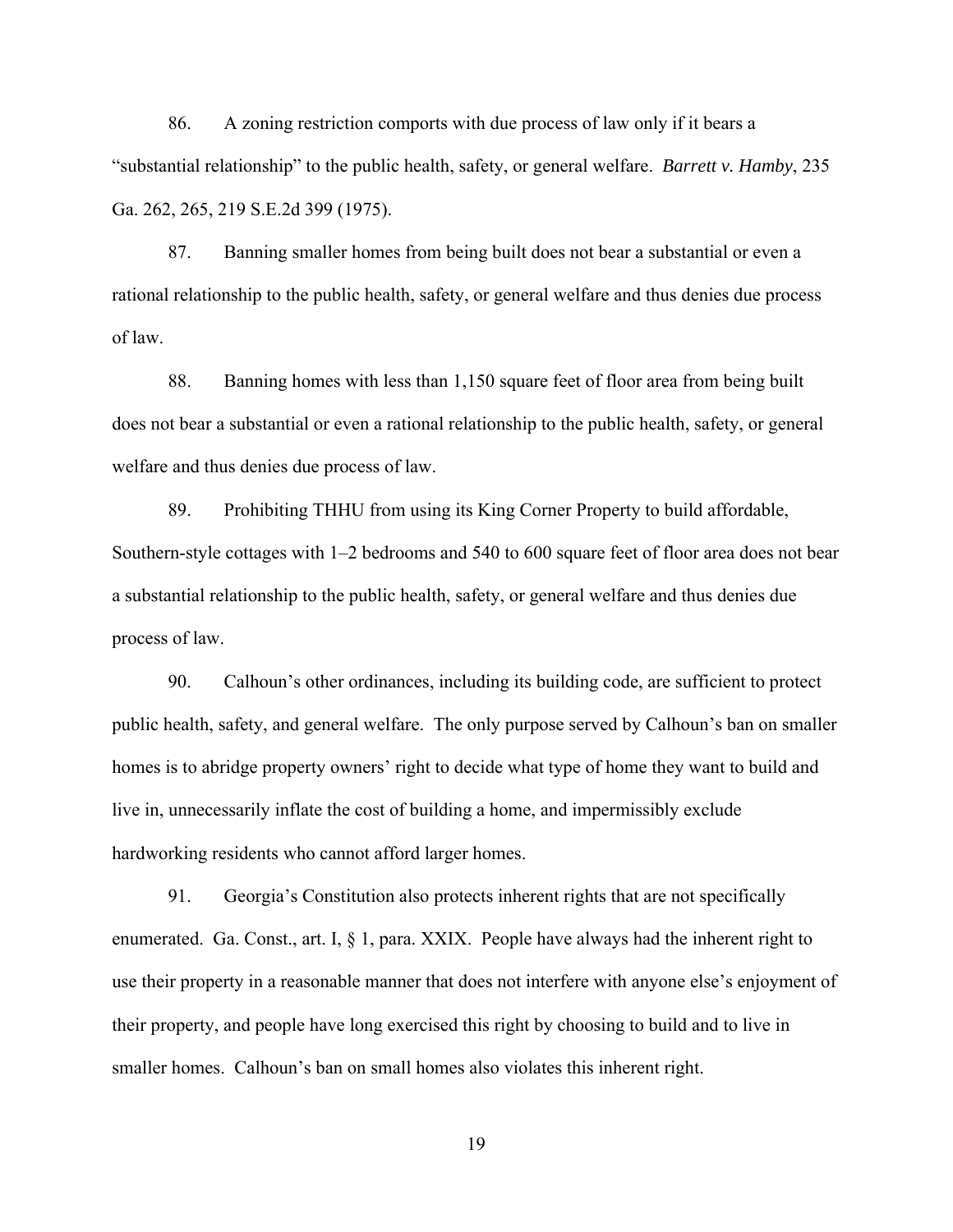86. A zoning restriction comports with due process of law only if it bears a "substantial relationship" to the public health, safety, or general welfare. *Barrett v. Hamby*, 235 Ga. 262, 265, 219 S.E.2d 399 (1975).

87. Banning smaller homes from being built does not bear a substantial or even a rational relationship to the public health, safety, or general welfare and thus denies due process of law.

88. Banning homes with less than 1,150 square feet of floor area from being built does not bear a substantial or even a rational relationship to the public health, safety, or general welfare and thus denies due process of law.

89. Prohibiting THHU from using its King Corner Property to build affordable, Southern-style cottages with 1–2 bedrooms and 540 to 600 square feet of floor area does not bear a substantial relationship to the public health, safety, or general welfare and thus denies due process of law.

90. Calhoun's other ordinances, including its building code, are sufficient to protect public health, safety, and general welfare. The only purpose served by Calhoun's ban on smaller homes is to abridge property owners' right to decide what type of home they want to build and live in, unnecessarily inflate the cost of building a home, and impermissibly exclude hardworking residents who cannot afford larger homes.

91. Georgia's Constitution also protects inherent rights that are not specifically enumerated. Ga. Const., art. I, § 1, para. XXIX. People have always had the inherent right to use their property in a reasonable manner that does not interfere with anyone else's enjoyment of their property, and people have long exercised this right by choosing to build and to live in smaller homes. Calhoun's ban on small homes also violates this inherent right.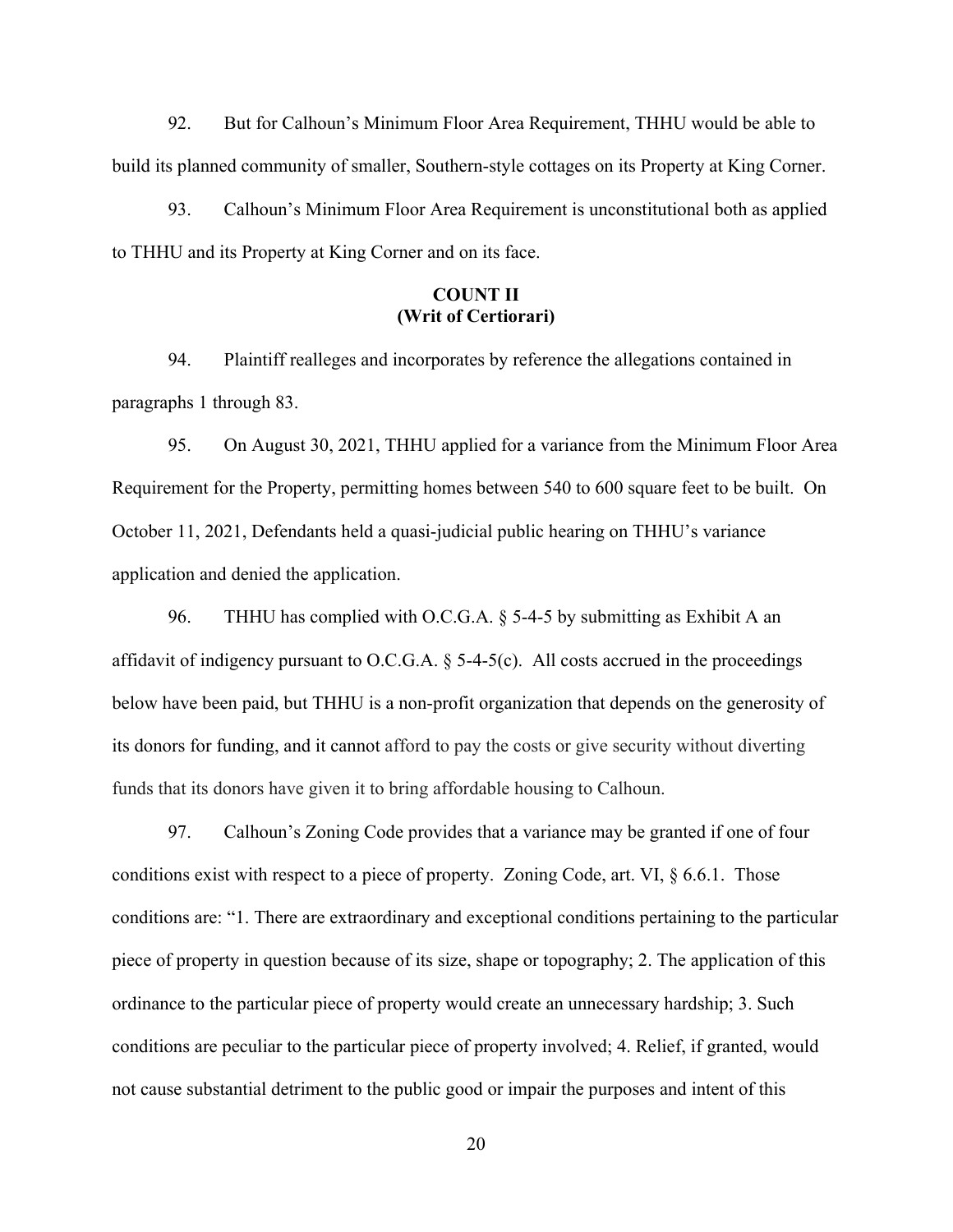92. But for Calhoun's Minimum Floor Area Requirement, THHU would be able to build its planned community of smaller, Southern-style cottages on its Property at King Corner.

93. Calhoun's Minimum Floor Area Requirement is unconstitutional both as applied to THHU and its Property at King Corner and on its face.

**COUNT II**
**(Writ of Certiorari)**

94. Plaintiff realleges and incorporates by reference the allegations contained in paragraphs 1 through 83.

95. On August 30, 2021, THHU applied for a variance from the Minimum Floor Area Requirement for the Property, permitting homes between 540 to 600 square feet to be built. On October 11, 2021, Defendants held a quasi-judicial public hearing on THHU's variance application and denied the application.

96. THHU has complied with O.C.G.A. § 5-4-5 by submitting as Exhibit A an affidavit of indigency pursuant to O.C.G.A. § 5-4-5(c). All costs accrued in the proceedings below have been paid, but THHU is a non-profit organization that depends on the generosity of its donors for funding, and it cannot afford to pay the costs or give security without diverting funds that its donors have given it to bring affordable housing to Calhoun.

97. Calhoun's Zoning Code provides that a variance may be granted if one of four conditions exist with respect to a piece of property. Zoning Code, art. VI, § 6.6.1. Those conditions are: "1. There are extraordinary and exceptional conditions pertaining to the particular piece of property in question because of its size, shape or topography; 2. The application of this ordinance to the particular piece of property would create an unnecessary hardship; 3. Such conditions are peculiar to the particular piece of property involved; 4. Relief, if granted, would not cause substantial detriment to the public good or impair the purposes and intent of this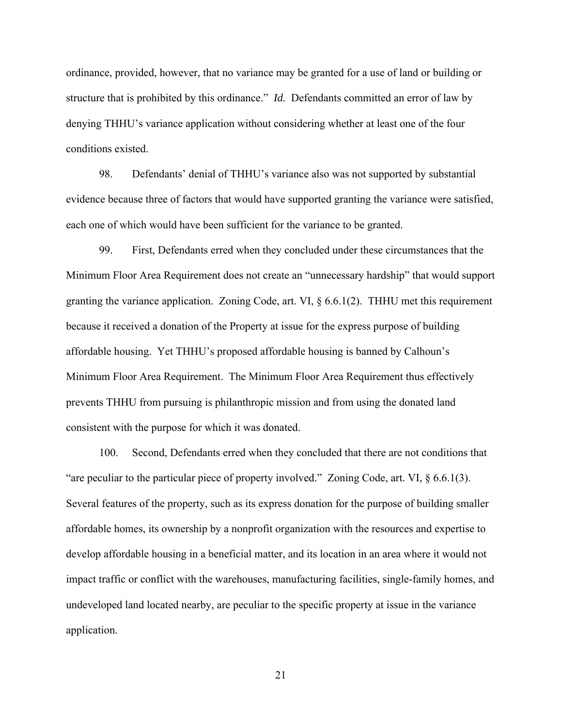ordinance, provided, however, that no variance may be granted for a use of land or building or structure that is prohibited by this ordinance." *Id.* Defendants committed an error of law by denying THHU's variance application without considering whether at least one of the four conditions existed.

98. Defendants' denial of THHU's variance also was not supported by substantial evidence because three of factors that would have supported granting the variance were satisfied, each one of which would have been sufficient for the variance to be granted.

99. First, Defendants erred when they concluded under these circumstances that the Minimum Floor Area Requirement does not create an "unnecessary hardship" that would support granting the variance application. Zoning Code, art. VI, § 6.6.1(2). THHU met this requirement because it received a donation of the Property at issue for the express purpose of building affordable housing. Yet THHU's proposed affordable housing is banned by Calhoun's Minimum Floor Area Requirement. The Minimum Floor Area Requirement thus effectively prevents THHU from pursuing is philanthropic mission and from using the donated land consistent with the purpose for which it was donated.

100. Second, Defendants erred when they concluded that there are not conditions that "are peculiar to the particular piece of property involved." Zoning Code, art. VI, § 6.6.1(3). Several features of the property, such as its express donation for the purpose of building smaller affordable homes, its ownership by a nonprofit organization with the resources and expertise to develop affordable housing in a beneficial matter, and its location in an area where it would not impact traffic or conflict with the warehouses, manufacturing facilities, single-family homes, and undeveloped land located nearby, are peculiar to the specific property at issue in the variance application.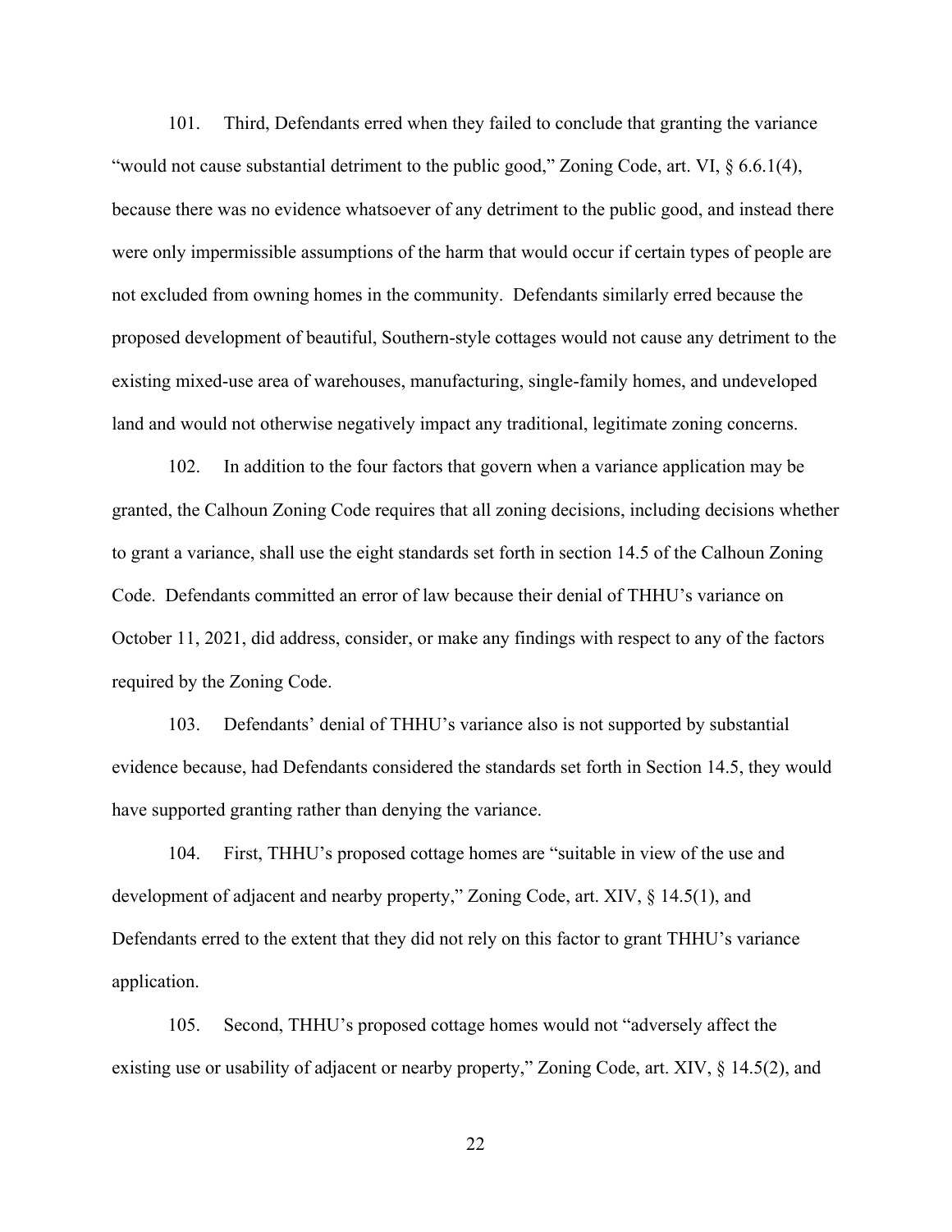101. Third, Defendants erred when they failed to conclude that granting the variance "would not cause substantial detriment to the public good," Zoning Code, art. VI, § 6.6.1(4), because there was no evidence whatsoever of any detriment to the public good, and instead there were only impermissible assumptions of the harm that would occur if certain types of people are not excluded from owning homes in the community. Defendants similarly erred because the proposed development of beautiful, Southern-style cottages would not cause any detriment to the existing mixed-use area of warehouses, manufacturing, single-family homes, and undeveloped land and would not otherwise negatively impact any traditional, legitimate zoning concerns.

102. In addition to the four factors that govern when a variance application may be granted, the Calhoun Zoning Code requires that all zoning decisions, including decisions whether to grant a variance, shall use the eight standards set forth in section 14.5 of the Calhoun Zoning Code. Defendants committed an error of law because their denial of THHU's variance on October 11, 2021, did address, consider, or make any findings with respect to any of the factors required by the Zoning Code.

103. Defendants' denial of THHU's variance also is not supported by substantial evidence because, had Defendants considered the standards set forth in Section 14.5, they would have supported granting rather than denying the variance.

104. First, THHU's proposed cottage homes are "suitable in view of the use and development of adjacent and nearby property," Zoning Code, art. XIV, § 14.5(1), and Defendants erred to the extent that they did not rely on this factor to grant THHU's variance application.

105. Second, THHU's proposed cottage homes would not "adversely affect the existing use or usability of adjacent or nearby property," Zoning Code, art. XIV, § 14.5(2), and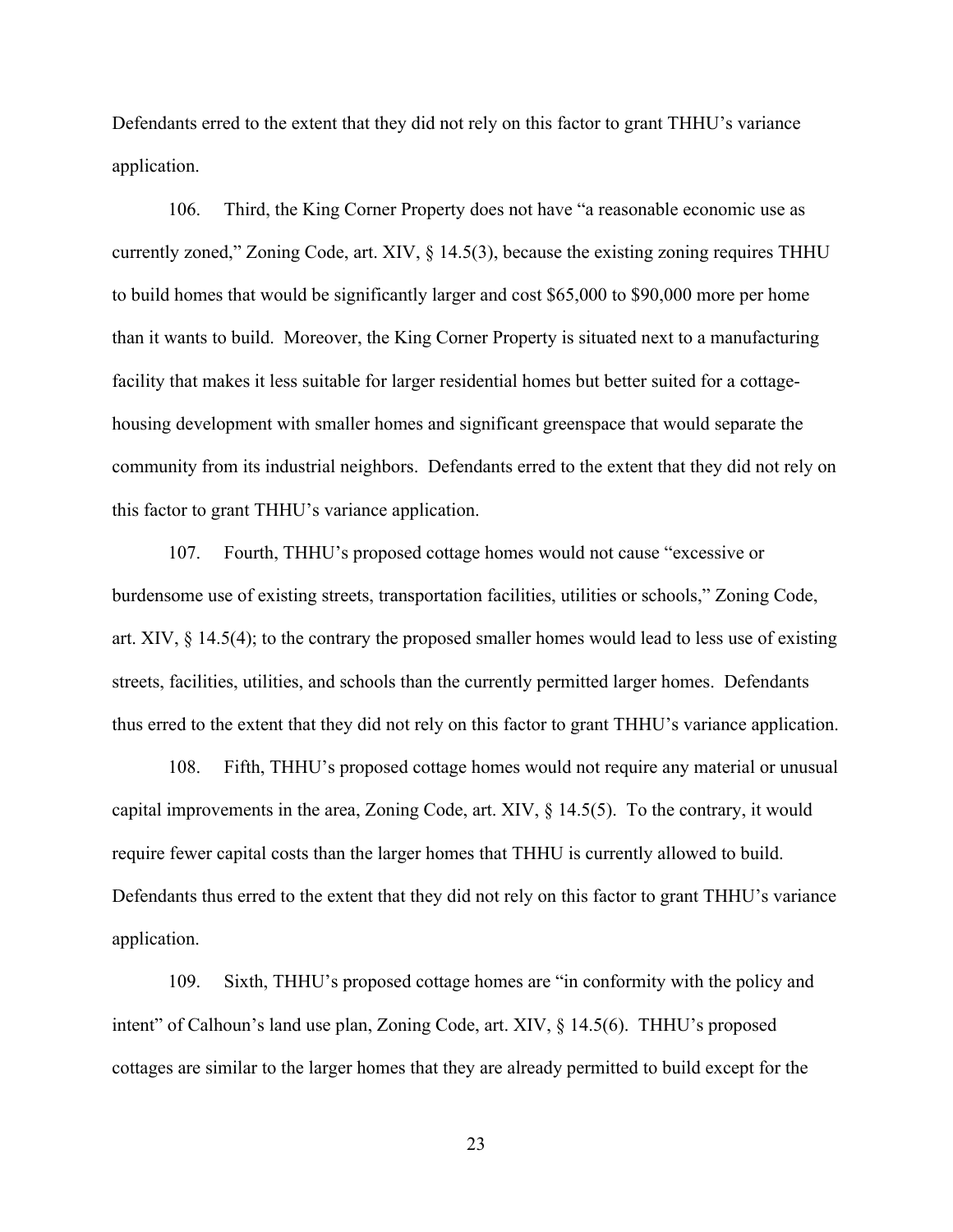Defendants erred to the extent that they did not rely on this factor to grant THHU's variance application.

106. Third, the King Corner Property does not have "a reasonable economic use as currently zoned," Zoning Code, art. XIV, § 14.5(3), because the existing zoning requires THHU to build homes that would be significantly larger and cost $65,000 to $90,000 more per home than it wants to build. Moreover, the King Corner Property is situated next to a manufacturing facility that makes it less suitable for larger residential homes but better suited for a cottage-housing development with smaller homes and significant greenspace that would separate the community from its industrial neighbors. Defendants erred to the extent that they did not rely on this factor to grant THHU's variance application.

107. Fourth, THHU's proposed cottage homes would not cause "excessive or burdensome use of existing streets, transportation facilities, utilities or schools," Zoning Code, art. XIV, § 14.5(4); to the contrary the proposed smaller homes would lead to less use of existing streets, facilities, utilities, and schools than the currently permitted larger homes. Defendants thus erred to the extent that they did not rely on this factor to grant THHU's variance application.

108. Fifth, THHU's proposed cottage homes would not require any material or unusual capital improvements in the area, Zoning Code, art. XIV, § 14.5(5). To the contrary, it would require fewer capital costs than the larger homes that THHU is currently allowed to build. Defendants thus erred to the extent that they did not rely on this factor to grant THHU's variance application.

109. Sixth, THHU's proposed cottage homes are "in conformity with the policy and intent" of Calhoun's land use plan, Zoning Code, art. XIV, § 14.5(6). THHU's proposed cottages are similar to the larger homes that they are already permitted to build except for the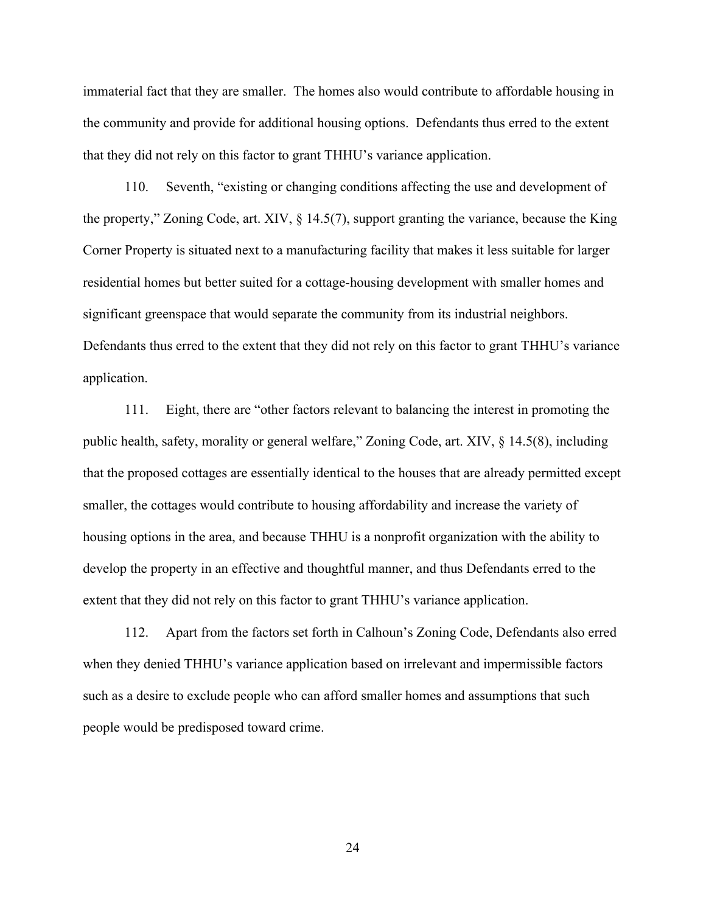immaterial fact that they are smaller. The homes also would contribute to affordable housing in the community and provide for additional housing options. Defendants thus erred to the extent that they did not rely on this factor to grant THHU's variance application.

110. Seventh, "existing or changing conditions affecting the use and development of the property," Zoning Code, art. XIV, § 14.5(7), support granting the variance, because the King Corner Property is situated next to a manufacturing facility that makes it less suitable for larger residential homes but better suited for a cottage-housing development with smaller homes and significant greenspace that would separate the community from its industrial neighbors. Defendants thus erred to the extent that they did not rely on this factor to grant THHU's variance application.

111. Eight, there are "other factors relevant to balancing the interest in promoting the public health, safety, morality or general welfare," Zoning Code, art. XIV, § 14.5(8), including that the proposed cottages are essentially identical to the houses that are already permitted except smaller, the cottages would contribute to housing affordability and increase the variety of housing options in the area, and because THHU is a nonprofit organization with the ability to develop the property in an effective and thoughtful manner, and thus Defendants erred to the extent that they did not rely on this factor to grant THHU's variance application.

112. Apart from the factors set forth in Calhoun's Zoning Code, Defendants also erred when they denied THHU's variance application based on irrelevant and impermissible factors such as a desire to exclude people who can afford smaller homes and assumptions that such people would be predisposed toward crime.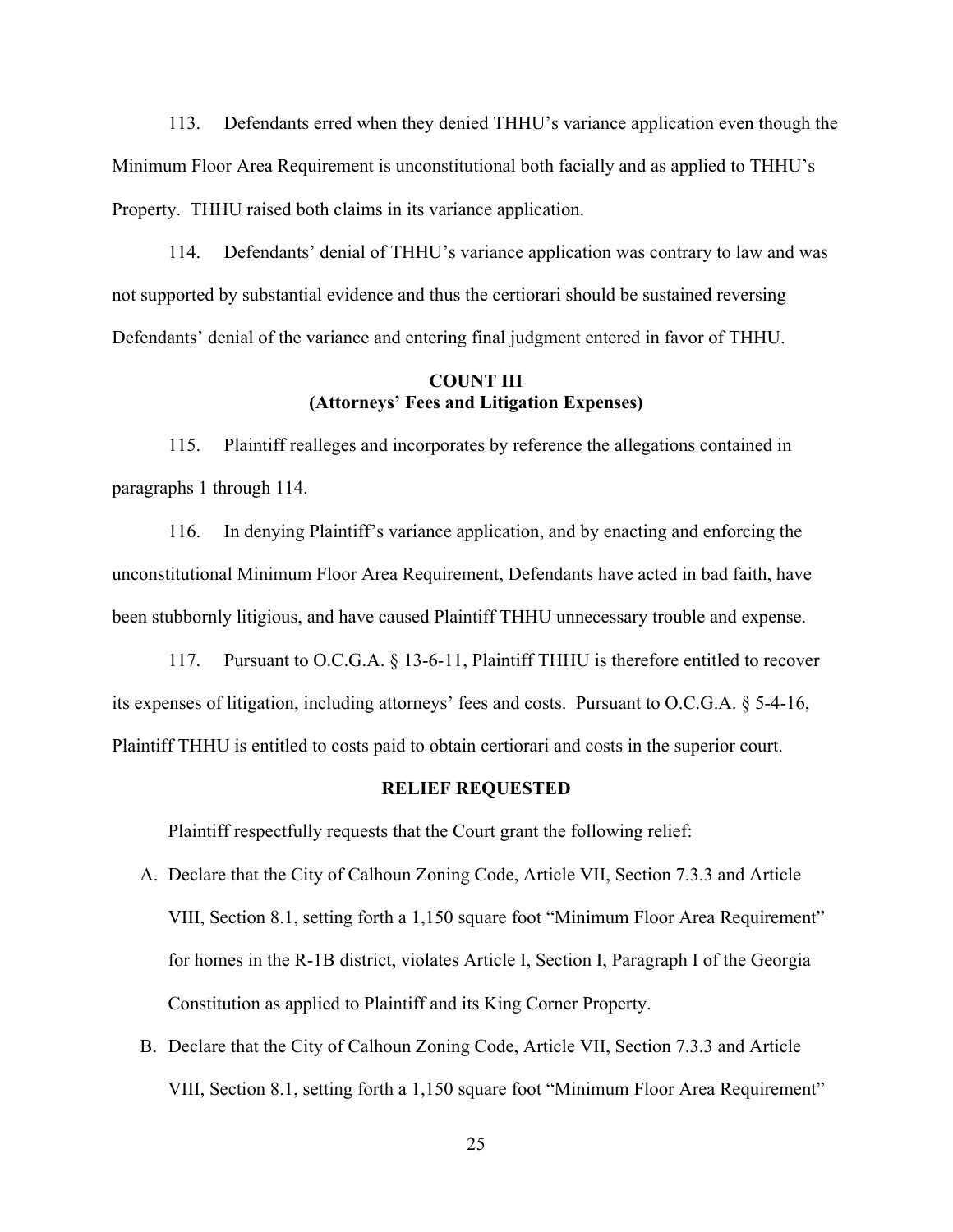113. Defendants erred when they denied THHU's variance application even though the Minimum Floor Area Requirement is unconstitutional both facially and as applied to THHU's Property. THHU raised both claims in its variance application.

114. Defendants' denial of THHU's variance application was contrary to law and was not supported by substantial evidence and thus the certiorari should be sustained reversing Defendants' denial of the variance and entering final judgment entered in favor of THHU.

**COUNT III**
**(Attorneys' Fees and Litigation Expenses)**

115. Plaintiff realleges and incorporates by reference the allegations contained in paragraphs 1 through 114.

116. In denying Plaintiff's variance application, and by enacting and enforcing the unconstitutional Minimum Floor Area Requirement, Defendants have acted in bad faith, have been stubbornly litigious, and have caused Plaintiff THHU unnecessary trouble and expense.

117. Pursuant to O.C.G.A. § 13-6-11, Plaintiff THHU is therefore entitled to recover its expenses of litigation, including attorneys' fees and costs. Pursuant to O.C.G.A. § 5-4-16, Plaintiff THHU is entitled to costs paid to obtain certiorari and costs in the superior court.

**RELIEF REQUESTED**

Plaintiff respectfully requests that the Court grant the following relief:

A. Declare that the City of Calhoun Zoning Code, Article VII, Section 7.3.3 and Article VIII, Section 8.1, setting forth a 1,150 square foot "Minimum Floor Area Requirement" for homes in the R-1B district, violates Article I, Section I, Paragraph I of the Georgia Constitution as applied to Plaintiff and its King Corner Property.

B. Declare that the City of Calhoun Zoning Code, Article VII, Section 7.3.3 and Article VIII, Section 8.1, setting forth a 1,150 square foot "Minimum Floor Area Requirement"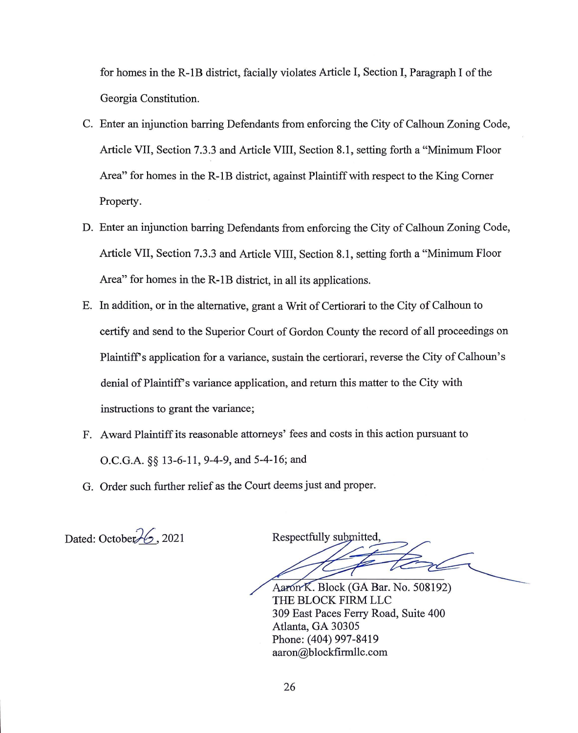for homes in the R-1B district, facially violates Article I, Section I, Paragraph I of the Georgia Constitution.

C. Enter an injunction barring Defendants from enforcing the City of Calhoun Zoning Code, Article VII, Section 7.3.3 and Article VIII, Section 8.1, setting forth a "Minimum Floor Area" for homes in the R-1B district, against Plaintiff with respect to the King Corner Property.

D. Enter an injunction barring Defendants from enforcing the City of Calhoun Zoning Code, Article VII, Section 7.3.3 and Article VIII, Section 8.1, setting forth a "Minimum Floor Area" for homes in the R-1B district, in all its applications.

E. In addition, or in the alternative, grant a Writ of Certiorari to the City of Calhoun to certify and send to the Superior Court of Gordon County the record of all proceedings on Plaintiff's application for a variance, sustain the certiorari, reverse the City of Calhoun's denial of Plaintiff's variance application, and return this matter to the City with instructions to grant the variance;

F. Award Plaintiff its reasonable attorneys' fees and costs in this action pursuant to O.C.G.A. §§ 13-6-11, 9-4-9, and 5-4-16; and

G. Order such further relief as the Court deems just and proper.

Dated: October 26, 2021

Respectfully submitted,

Aaron K. Block (GA Bar. No. 508192)
THE BLOCK FIRM LLC
309 East Paces Ferry Road, Suite 400
Atlanta, GA 30305
Phone: (404) 997-8419
aaron@blockfirmllc.com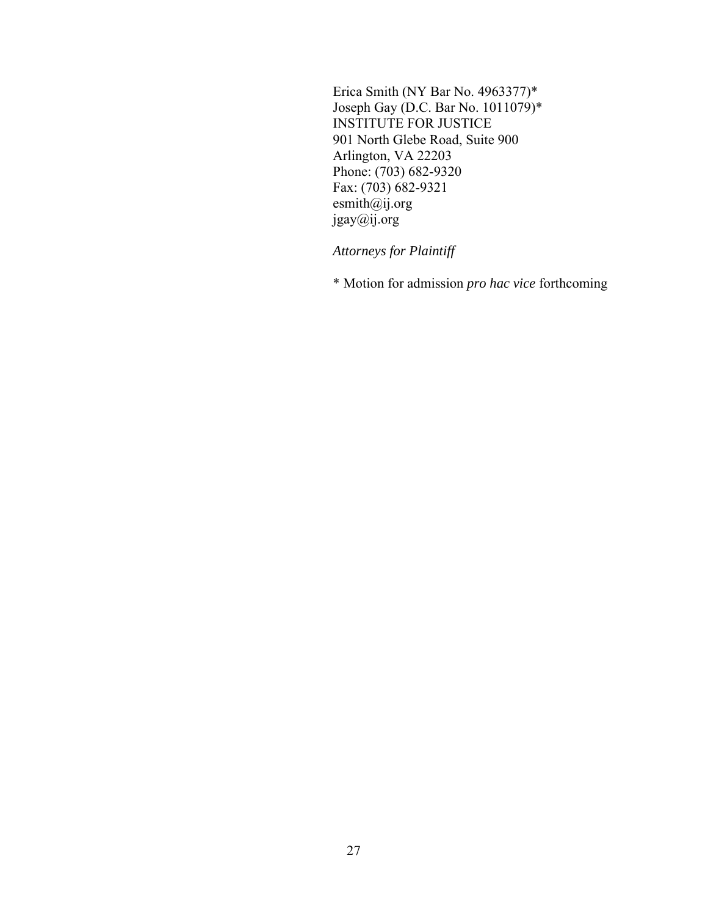Erica Smith (NY Bar No. 4963377)*
Joseph Gay (D.C. Bar No. 1011079)*
INSTITUTE FOR JUSTICE
901 North Glebe Road, Suite 900
Arlington, VA 22203
Phone: (703) 682-9320
Fax: (703) 682-9321
esmith@ij.org
jgay@ij.org

*Attorneys for Plaintiff*

* Motion for admission *pro hac vice* forthcoming